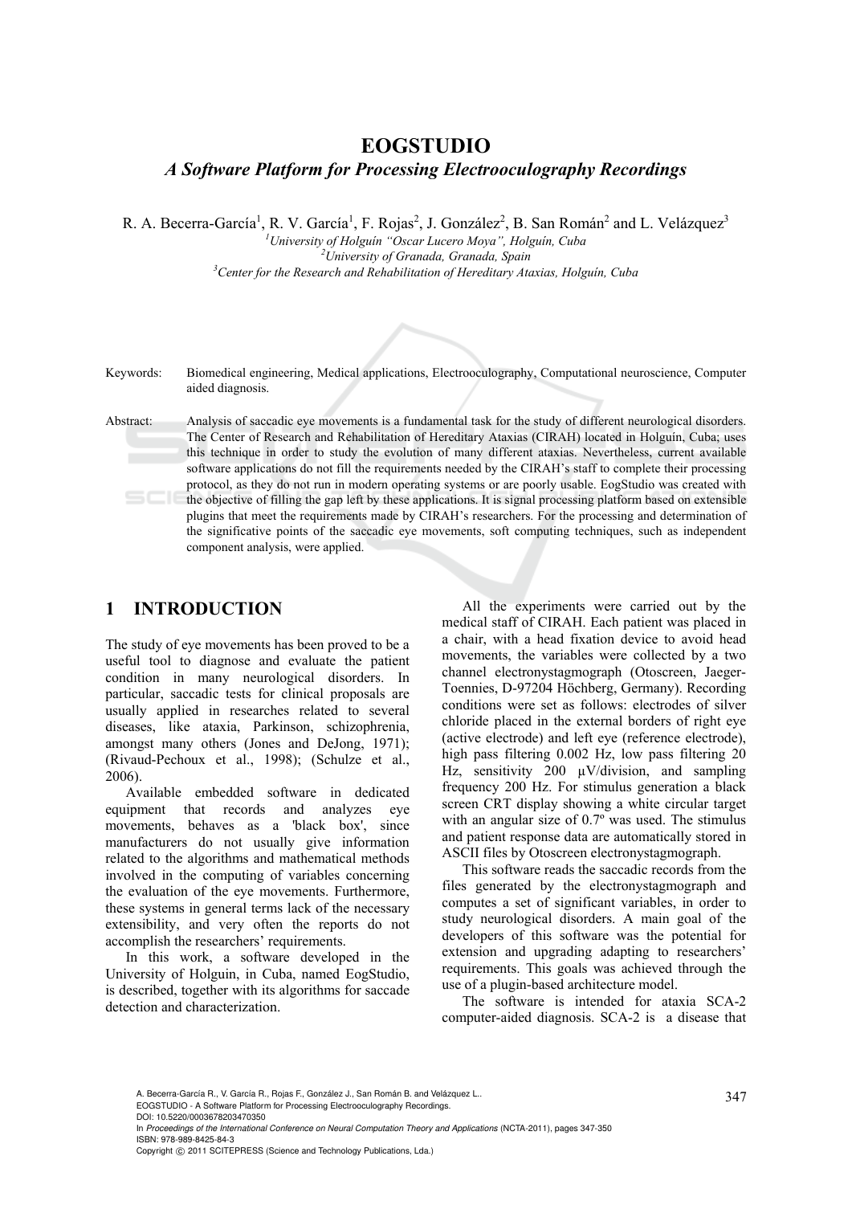# EOGSTUDIO

## *A Software Platform for Processing Electrooculography Recordings*

R. A. Becerra-García[1], R. V. García[1], F. Rojas[2], J. González[2], B. San Román[2] and L. Velázquez[3]

[1]*University of Holguín "Oscar Lucero Moya", Holguín, Cuba*
[2]*University of Granada, Granada, Spain*
[3]*Center for the Research and Rehabilitation of Hereditary Ataxias, Holguín, Cuba*

Keywords: Biomedical engineering, Medical applications, Electrooculography, Computational neuroscience, Computer aided diagnosis.

Abstract: Analysis of saccadic eye movements is a fundamental task for the study of different neurological disorders. The Center of Research and Rehabilitation of Hereditary Ataxias (CIRAH) located in Holguín, Cuba; uses this technique in order to study the evolution of many different ataxias. Nevertheless, current available software applications do not fill the requirements needed by the CIRAH's staff to complete their processing protocol, as they do not run in modern operating systems or are poorly usable. EogStudio was created with the objective of filling the gap left by these applications. It is signal processing platform based on extensible plugins that meet the requirements made by CIRAH's researchers. For the processing and determination of the significative points of the saccadic eye movements, soft computing techniques, such as independent component analysis, were applied.

## 1 INTRODUCTION

The study of eye movements has been proved to be a useful tool to diagnose and evaluate the patient condition in many neurological disorders. In particular, saccadic tests for clinical proposals are usually applied in researches related to several diseases, like ataxia, Parkinson, schizophrenia, amongst many others (Jones and DeJong, 1971); (Rivaud-Pechoux et al., 1998); (Schulze et al., 2006).

Available embedded software in dedicated equipment that records and analyzes eye movements, behaves as a 'black box', since manufacturers do not usually give information related to the algorithms and mathematical methods involved in the computing of variables concerning the evaluation of the eye movements. Furthermore, these systems in general terms lack of the necessary extensibility, and very often the reports do not accomplish the researchers' requirements.

In this work, a software developed in the University of Holguin, in Cuba, named EogStudio, is described, together with its algorithms for saccade detection and characterization.

All the experiments were carried out by the medical staff of CIRAH. Each patient was placed in a chair, with a head fixation device to avoid head movements, the variables were collected by a two channel electronystagmograph (Otoscreen, Jaeger-Toennies, D-97204 Höchberg, Germany). Recording conditions were set as follows: electrodes of silver chloride placed in the external borders of right eye (active electrode) and left eye (reference electrode), high pass filtering 0.002 Hz, low pass filtering 20 Hz, sensitivity 200 µV/division, and sampling frequency 200 Hz. For stimulus generation a black screen CRT display showing a white circular target with an angular size of 0.7º was used. The stimulus and patient response data are automatically stored in ASCII files by Otoscreen electronystagmograph.

This software reads the saccadic records from the files generated by the electronystagmograph and computes a set of significant variables, in order to study neurological disorders. A main goal of the developers of this software was the potential for extension and upgrading adapting to researchers' requirements. This goals was achieved through the use of a plugin-based architecture model.

The software is intended for ataxia SCA-2 computer-aided diagnosis. SCA-2 is a disease that

A. Becerra-García R., V. García R., Rojas F., González J., San Román B. and Velázquez L..
EOGSTUDIO - A Software Platform for Processing Electrooculography Recordings.
DOI: 10.5220/0003678203470350
In *Proceedings of the International Conference on Neural Computation Theory and Applications* (NCTA-2011), pages 347-350
ISBN: 978-989-8425-84-3
Copyright © 2011 SCITEPRESS (Science and Technology Publications, Lda.)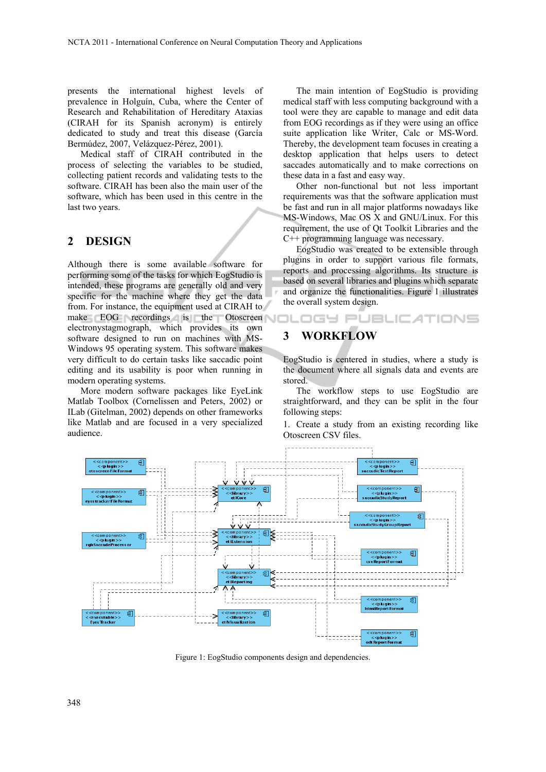presents the international highest levels of prevalence in Holguín, Cuba, where the Center of Research and Rehabilitation of Hereditary Ataxias (CIRAH for its Spanish acronym) is entirely dedicated to study and treat this disease (García Bermúdez, 2007, Velázquez-Pérez, 2001).

Medical staff of CIRAH contributed in the process of selecting the variables to be studied, collecting patient records and validating tests to the software. CIRAH has been also the main user of the software, which has been used in this centre in the last two years.

## 2 DESIGN

Although there is some available software for performing some of the tasks for which EogStudio is intended, these programs are generally old and very specific for the machine where they get the data from. For instance, the equipment used at CIRAH to make EOG recordings is the Otoscreen electronystagmograph, which provides its own software designed to run on machines with MS-Windows 95 operating system. This software makes very difficult to do certain tasks like saccadic point editing and its usability is poor when running in modern operating systems.

More modern software packages like EyeLink Matlab Toolbox (Cornelissen and Peters, 2002) or ILab (Gitelman, 2002) depends on other frameworks like Matlab and are focused in a very specialized audience.

The main intention of EogStudio is providing medical staff with less computing background with a tool were they are capable to manage and edit data from EOG recordings as if they were using an office suite application like Writer, Calc or MS-Word. Thereby, the development team focuses in creating a desktop application that helps users to detect saccades automatically and to make corrections on these data in a fast and easy way.

Other non-functional but not less important requirements was that the software application must be fast and run in all major platforms nowadays like MS-Windows, Mac OS X and GNU/Linux. For this requirement, the use of Qt Toolkit Libraries and the C++ programming language was necessary.

EogStudio was created to be extensible through plugins in order to support various file formats, reports and processing algorithms. Its structure is based on several libraries and plugins which separate and organize the functionalities. Figure 1 illustrates the overall system design.

## 3 WORKFLOW

EogStudio is centered in studies, where a study is the document where all signals data and events are stored.

The workflow steps to use EogStudio are straightforward, and they can be split in the four following steps:

1. Create a study from an existing recording like Otoscreen CSV files.

Figure 1: EogStudio components design and dependencies.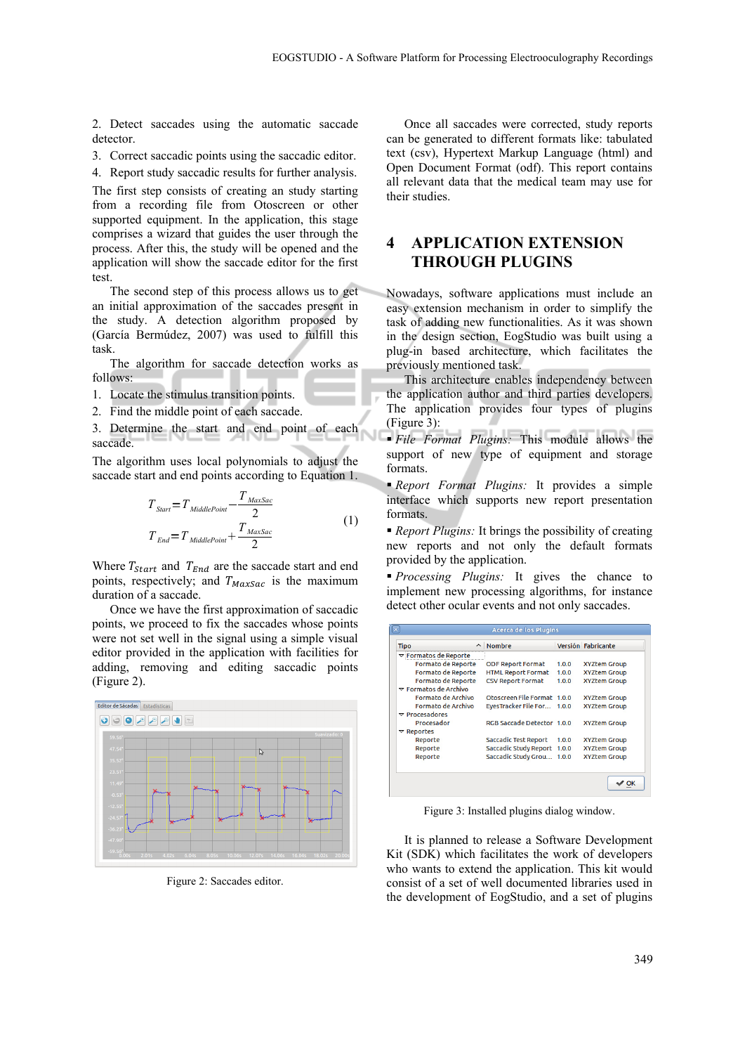2. Detect saccades using the automatic saccade detector.
3. Correct saccadic points using the saccadic editor.
4. Report study saccadic results for further analysis.

The first step consists of creating an study starting from a recording file from Otoscreen or other supported equipment. In the application, this stage comprises a wizard that guides the user through the process. After this, the study will be opened and the application will show the saccade editor for the first test.

The second step of this process allows us to get an initial approximation of the saccades present in the study. A detection algorithm proposed by (García Bermúdez, 2007) was used to fulfill this task.

The algorithm for saccade detection works as follows:

1. Locate the stimulus transition points.
2. Find the middle point of each saccade.
3. Determine the start and end point of each saccade.

The algorithm uses local polynomials to adjust the saccade start and end points according to Equation 1.

$$T_{Start} = T_{MiddlePoint} - \frac{T_{MaxSac}}{2}$$
$$T_{End} = T_{MiddlePoint} + \frac{T_{MaxSac}}{2} \quad (1)$$

Where $T_{start}$ and $T_{End}$ are the saccade start and end points, respectively; and $T_{MaxSac}$ is the maximum duration of a saccade.

Once we have the first approximation of saccadic points, we proceed to fix the saccades whose points were not set well in the signal using a simple visual editor provided in the application with facilities for adding, removing and editing saccadic points (Figure 2).

Figure 2: Saccades editor.

Once all saccades were corrected, study reports can be generated to different formats like: tabulated text (csv), Hypertext Markup Language (html) and Open Document Format (odf). This report contains all relevant data that the medical team may use for their studies.

# 4 APPLICATION EXTENSION THROUGH PLUGINS

Nowadays, software applications must include an easy extension mechanism in order to simplify the task of adding new functionalities. As it was shown in the design section, EogStudio was built using a plug-in based architecture, which facilitates the previously mentioned task.

This architecture enables independency between the application author and third parties developers. The application provides four types of plugins (Figure 3):

- *File Format Plugins:* This module allows the support of new type of equipment and storage formats.
- *Report Format Plugins:* It provides a simple interface which supports new report presentation formats.
- *Report Plugins:* It brings the possibility of creating new reports and not only the default formats provided by the application.
- *Processing Plugins:* It gives the chance to implement new processing algorithms, for instance detect other ocular events and not only saccades.

Figure 3: Installed plugins dialog window.

It is planned to release a Software Development Kit (SDK) which facilitates the work of developers who wants to extend the application. This kit would consist of a set of well documented libraries used in the development of EogStudio, and a set of plugins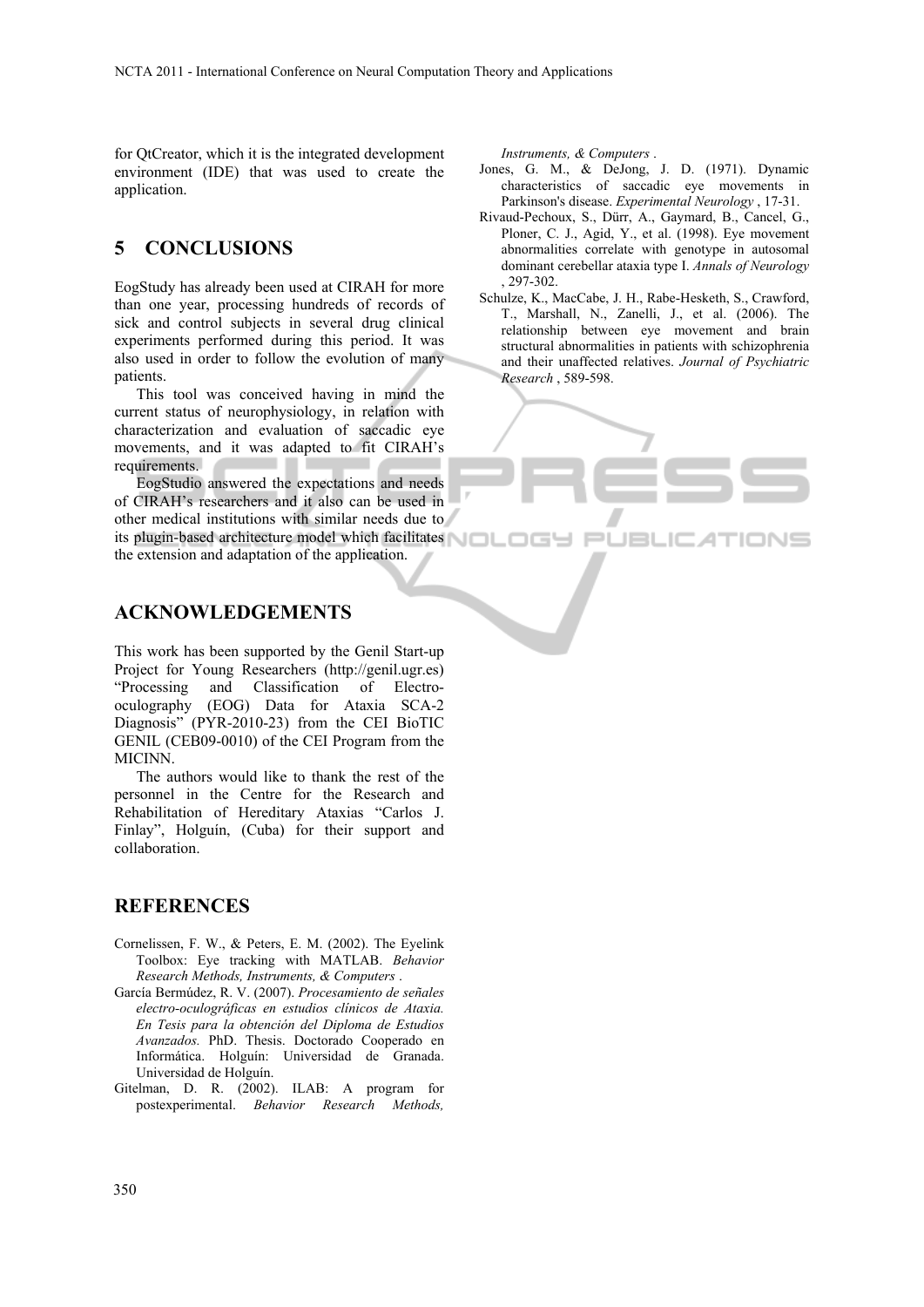for QtCreator, which it is the integrated development environment (IDE) that was used to create the application.

## 5 CONCLUSIONS

EogStudy has already been used at CIRAH for more than one year, processing hundreds of records of sick and control subjects in several drug clinical experiments performed during this period. It was also used in order to follow the evolution of many patients.

This tool was conceived having in mind the current status of neurophysiology, in relation with characterization and evaluation of saccadic eye movements, and it was adapted to fit CIRAH's requirements.

EogStudio answered the expectations and needs of CIRAH's researchers and it also can be used in other medical institutions with similar needs due to its plugin-based architecture model which facilitates the extension and adaptation of the application.

## ACKNOWLEDGEMENTS

This work has been supported by the Genil Start-up Project for Young Researchers (http://genil.ugr.es) "Processing and Classification of Electro-oculography (EOG) Data for Ataxia SCA-2 Diagnosis" (PYR-2010-23) from the CEI BioTIC GENIL (CEB09-0010) of the CEI Program from the MICINN.

The authors would like to thank the rest of the personnel in the Centre for the Research and Rehabilitation of Hereditary Ataxias "Carlos J. Finlay", Holguín, (Cuba) for their support and collaboration.

## REFERENCES

Cornelissen, F. W., & Peters, E. M. (2002). The Eyelink Toolbox: Eye tracking with MATLAB. *Behavior Research Methods, Instruments, & Computers* .

García Bermúdez, R. V. (2007). *Procesamiento de señales electro-oculográficas en estudios clínicos de Ataxia. En Tesis para la obtención del Diploma de Estudios Avanzados.* PhD. Thesis. Doctorado Cooperado en Informática. Holguín: Universidad de Granada. Universidad de Holguín.

Gitelman, D. R. (2002). ILAB: A program for postexperimental. *Behavior Research Methods, Instruments, & Computers* .

Jones, G. M., & DeJong, J. D. (1971). Dynamic characteristics of saccadic eye movements in Parkinson's disease. *Experimental Neurology* , 17-31.

Rivaud-Pechoux, S., Dürr, A., Gaymard, B., Cancel, G., Ploner, C. J., Agid, Y., et al. (1998). Eye movement abnormalities correlate with genotype in autosomal dominant cerebellar ataxia type I. *Annals of Neurology* , 297-302.

Schulze, K., MacCabe, J. H., Rabe-Hesketh, S., Crawford, T., Marshall, N., Zanelli, J., et al. (2006). The relationship between eye movement and brain structural abnormalities in patients with schizophrenia and their unaffected relatives. *Journal of Psychiatric Research* , 589-598.